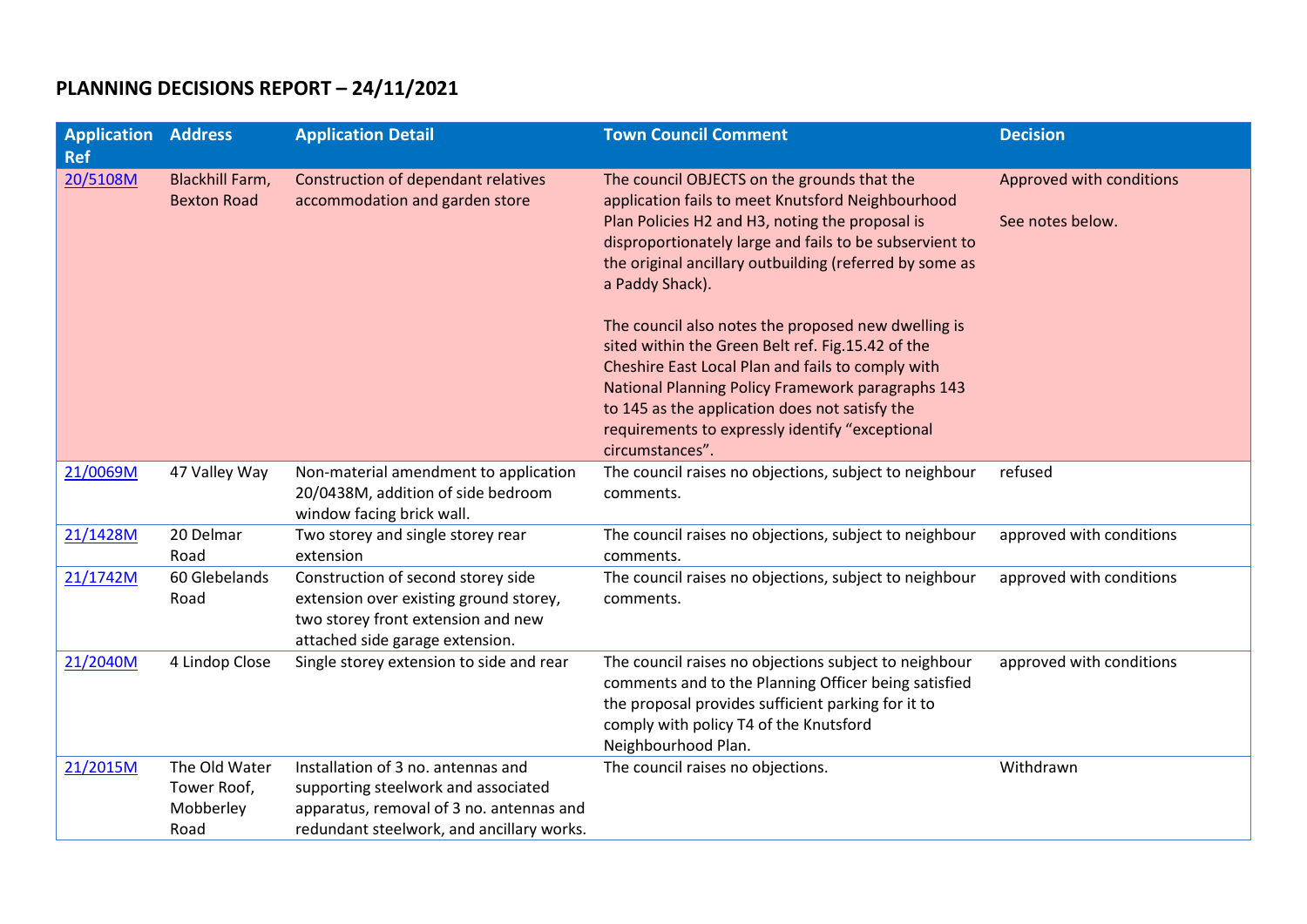# PLANNING DECISIONS REPORT – 24/11/2021

| Application Ref | Address | Application Detail | Town Council Comment | Decision |
|---|---|---|---|---|
| 20/5108M | Blackhill Farm, Bexton Road | Construction of dependant relatives accommodation and garden store | The council OBJECTS on the grounds that the application fails to meet Knutsford Neighbourhood Plan Policies H2 and H3, noting the proposal is disproportionately large and fails to be subservient to the original ancillary outbuilding (referred by some as a Paddy Shack).<br><br>The council also notes the proposed new dwelling is sited within the Green Belt ref. Fig.15.42 of the Cheshire East Local Plan and fails to comply with National Planning Policy Framework paragraphs 143 to 145 as the application does not satisfy the requirements to expressly identify "exceptional circumstances". | Approved with conditions<br><br>See notes below. |
| 21/0069M | 47 Valley Way | Non-material amendment to application 20/0438M, addition of side bedroom window facing brick wall. | The council raises no objections, subject to neighbour comments. | refused |
| 21/1428M | 20 Delmar Road | Two storey and single storey rear extension | The council raises no objections, subject to neighbour comments. | approved with conditions |
| 21/1742M | 60 Glebelands Road | Construction of second storey side extension over existing ground storey, two storey front extension and new attached side garage extension. | The council raises no objections, subject to neighbour comments. | approved with conditions |
| 21/2040M | 4 Lindop Close | Single storey extension to side and rear | The council raises no objections subject to neighbour comments and to the Planning Officer being satisfied the proposal provides sufficient parking for it to comply with policy T4 of the Knutsford Neighbourhood Plan. | approved with conditions |
| 21/2015M | The Old Water Tower Roof, Mobberley Road | Installation of 3 no. antennas and supporting steelwork and associated apparatus, removal of 3 no. antennas and redundant steelwork, and ancillary works. | The council raises no objections. | Withdrawn |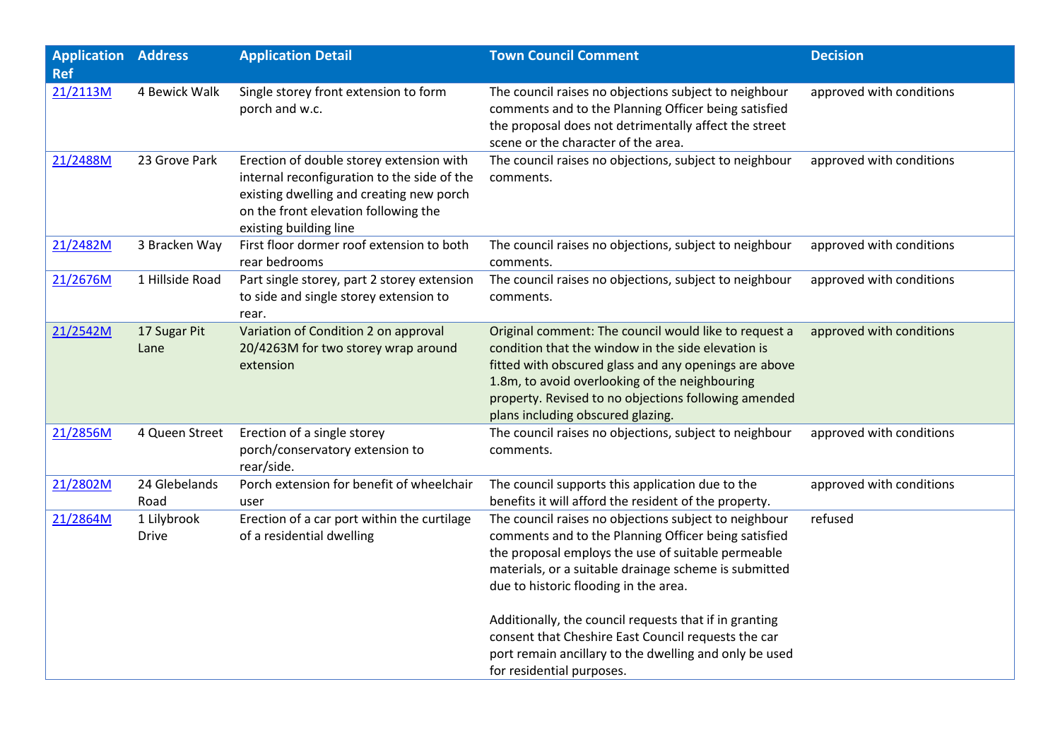| Application Ref | Address | Application Detail | Town Council Comment | Decision |
|---|---|---|---|---|
| 21/2113M | 4 Bewick Walk | Single storey front extension to form porch and w.c. | The council raises no objections subject to neighbour comments and to the Planning Officer being satisfied the proposal does not detrimentally affect the street scene or the character of the area. | approved with conditions |
| 21/2488M | 23 Grove Park | Erection of double storey extension with internal reconfiguration to the side of the existing dwelling and creating new porch on the front elevation following the existing building line | The council raises no objections, subject to neighbour comments. | approved with conditions |
| 21/2482M | 3 Bracken Way | First floor dormer roof extension to both rear bedrooms | The council raises no objections, subject to neighbour comments. | approved with conditions |
| 21/2676M | 1 Hillside Road | Part single storey, part 2 storey extension to side and single storey extension to rear. | The council raises no objections, subject to neighbour comments. | approved with conditions |
| 21/2542M | 17 Sugar Pit Lane | Variation of Condition 2 on approval 20/4263M for two storey wrap around extension | Original comment: The council would like to request a condition that the window in the side elevation is fitted with obscured glass and any openings are above 1.8m, to avoid overlooking of the neighbouring property. Revised to no objections following amended plans including obscured glazing. | approved with conditions |
| 21/2856M | 4 Queen Street | Erection of a single storey porch/conservatory extension to rear/side. | The council raises no objections, subject to neighbour comments. | approved with conditions |
| 21/2802M | 24 Glebelands Road | Porch extension for benefit of wheelchair user | The council supports this application due to the benefits it will afford the resident of the property. | approved with conditions |
| 21/2864M | 1 Lilybrook Drive | Erection of a car port within the curtilage of a residential dwelling | The council raises no objections subject to neighbour comments and to the Planning Officer being satisfied the proposal employs the use of suitable permeable materials, or a suitable drainage scheme is submitted due to historic flooding in the area.<br><br>Additionally, the council requests that if in granting consent that Cheshire East Council requests the car port remain ancillary to the dwelling and only be used for residential purposes. | refused |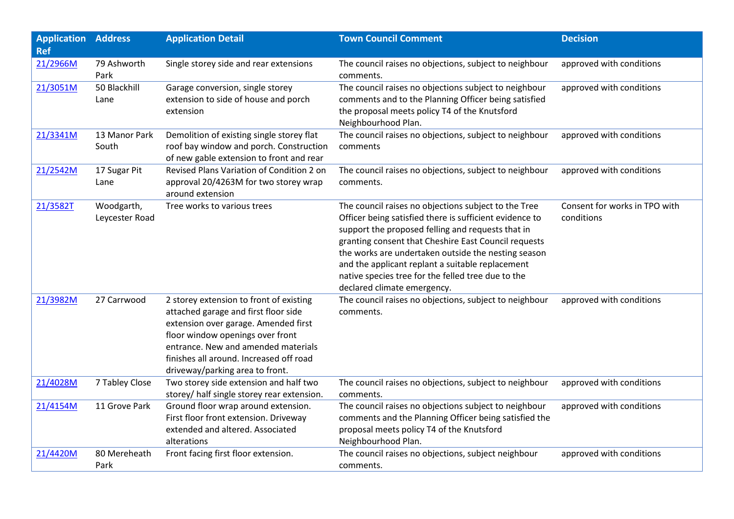| Application Ref | Address | Application Detail | Town Council Comment | Decision |
|---|---|---|---|---|
| 21/2966M | 79 Ashworth Park | Single storey side and rear extensions | The council raises no objections, subject to neighbour comments. | approved with conditions |
| 21/3051M | 50 Blackhill Lane | Garage conversion, single storey extension to side of house and porch extension | The council raises no objections subject to neighbour comments and to the Planning Officer being satisfied the proposal meets policy T4 of the Knutsford Neighbourhood Plan. | approved with conditions |
| 21/3341M | 13 Manor Park South | Demolition of existing single storey flat roof bay window and porch. Construction of new gable extension to front and rear | The council raises no objections, subject to neighbour comments | approved with conditions |
| 21/2542M | 17 Sugar Pit Lane | Revised Plans Variation of Condition 2 on approval 20/4263M for two storey wrap around extension | The council raises no objections, subject to neighbour comments. | approved with conditions |
| 21/3582T | Woodgarth, Leycester Road | Tree works to various trees | The council raises no objections subject to the Tree Officer being satisfied there is sufficient evidence to support the proposed felling and requests that in granting consent that Cheshire East Council requests the works are undertaken outside the nesting season and the applicant replant a suitable replacement native species tree for the felled tree due to the declared climate emergency. | Consent for works in TPO with conditions |
| 21/3982M | 27 Carrwood | 2 storey extension to front of existing attached garage and first floor side extension over garage. Amended first floor window openings over front entrance. New and amended materials finishes all around. Increased off road driveway/parking area to front. | The council raises no objections, subject to neighbour comments. | approved with conditions |
| 21/4028M | 7 Tabley Close | Two storey side extension and half two storey/ half single storey rear extension. | The council raises no objections, subject to neighbour comments. | approved with conditions |
| 21/4154M | 11 Grove Park | Ground floor wrap around extension. First floor front extension. Driveway extended and altered. Associated alterations | The council raises no objections subject to neighbour comments and the Planning Officer being satisfied the proposal meets policy T4 of the Knutsford Neighbourhood Plan. | approved with conditions |
| 21/4420M | 80 Mereheath Park | Front facing first floor extension. | The council raises no objections, subject neighbour comments. | approved with conditions |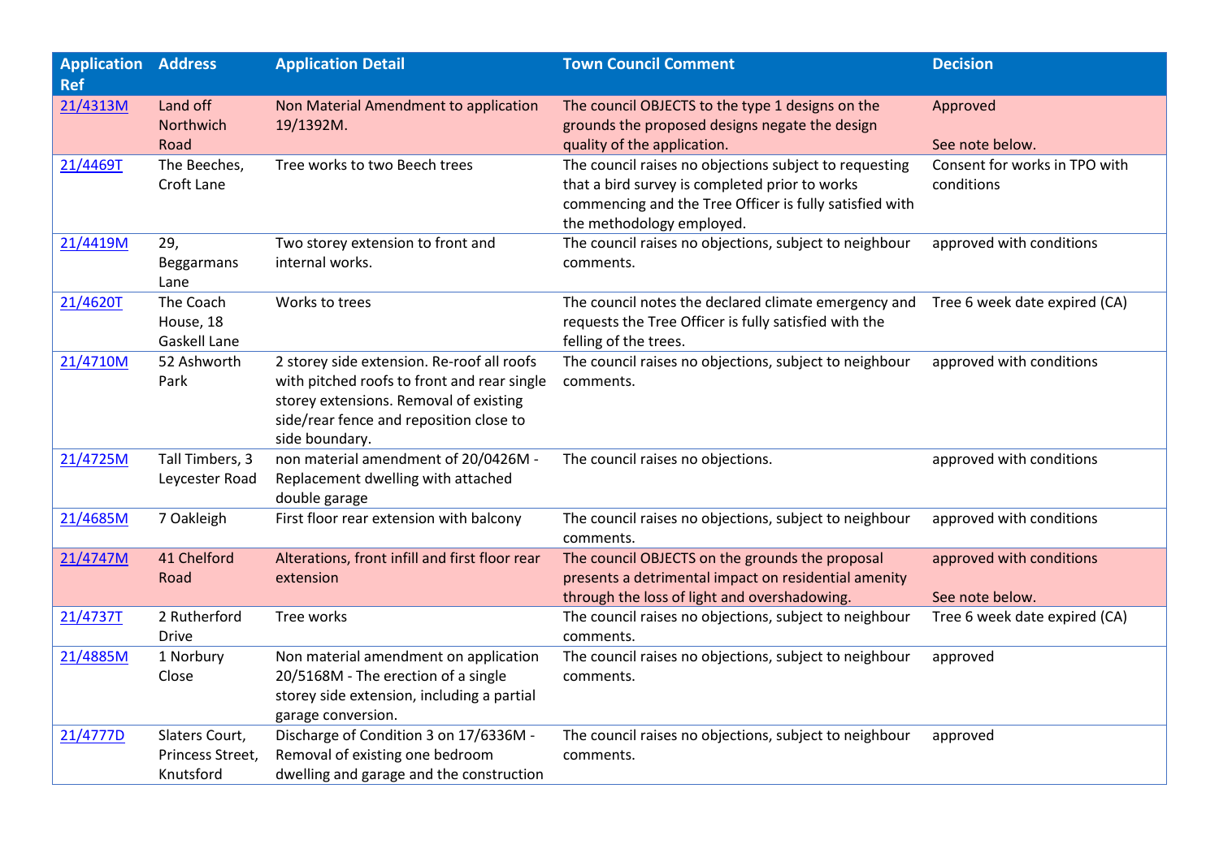| Application Ref | Address | Application Detail | Town Council Comment | Decision |
|---|---|---|---|---|
| 21/4313M | Land off Northwich Road | Non Material Amendment to application 19/1392M. | The council OBJECTS to the type 1 designs on the grounds the proposed designs negate the design quality of the application. | Approved<br><br>See note below. |
| 21/4469T | The Beeches, Croft Lane | Tree works to two Beech trees | The council raises no objections subject to requesting that a bird survey is completed prior to works commencing and the Tree Officer is fully satisfied with the methodology employed. | Consent for works in TPO with conditions |
| 21/4419M | 29, Beggarmans Lane | Two storey extension to front and internal works. | The council raises no objections, subject to neighbour comments. | approved with conditions |
| 21/4620T | The Coach House, 18 Gaskell Lane | Works to trees | The council notes the declared climate emergency and requests the Tree Officer is fully satisfied with the felling of the trees. | Tree 6 week date expired (CA) |
| 21/4710M | 52 Ashworth Park | 2 storey side extension. Re-roof all roofs with pitched roofs to front and rear single storey extensions. Removal of existing side/rear fence and reposition close to side boundary. | The council raises no objections, subject to neighbour comments. | approved with conditions |
| 21/4725M | Tall Timbers, 3 Leycester Road | non material amendment of 20/0426M - Replacement dwelling with attached double garage | The council raises no objections. | approved with conditions |
| 21/4685M | 7 Oakleigh | First floor rear extension with balcony | The council raises no objections, subject to neighbour comments. | approved with conditions |
| 21/4747M | 41 Chelford Road | Alterations, front infill and first floor rear extension | The council OBJECTS on the grounds the proposal presents a detrimental impact on residential amenity through the loss of light and overshadowing. | approved with conditions<br><br>See note below. |
| 21/4737T | 2 Rutherford Drive | Tree works | The council raises no objections, subject to neighbour comments. | Tree 6 week date expired (CA) |
| 21/4885M | 1 Norbury Close | Non material amendment on application 20/5168M - The erection of a single storey side extension, including a partial garage conversion. | The council raises no objections, subject to neighbour comments. | approved |
| 21/4777D | Slaters Court, Princess Street, Knutsford | Discharge of Condition 3 on 17/6336M - Removal of existing one bedroom dwelling and garage and the construction | The council raises no objections, subject to neighbour comments. | approved |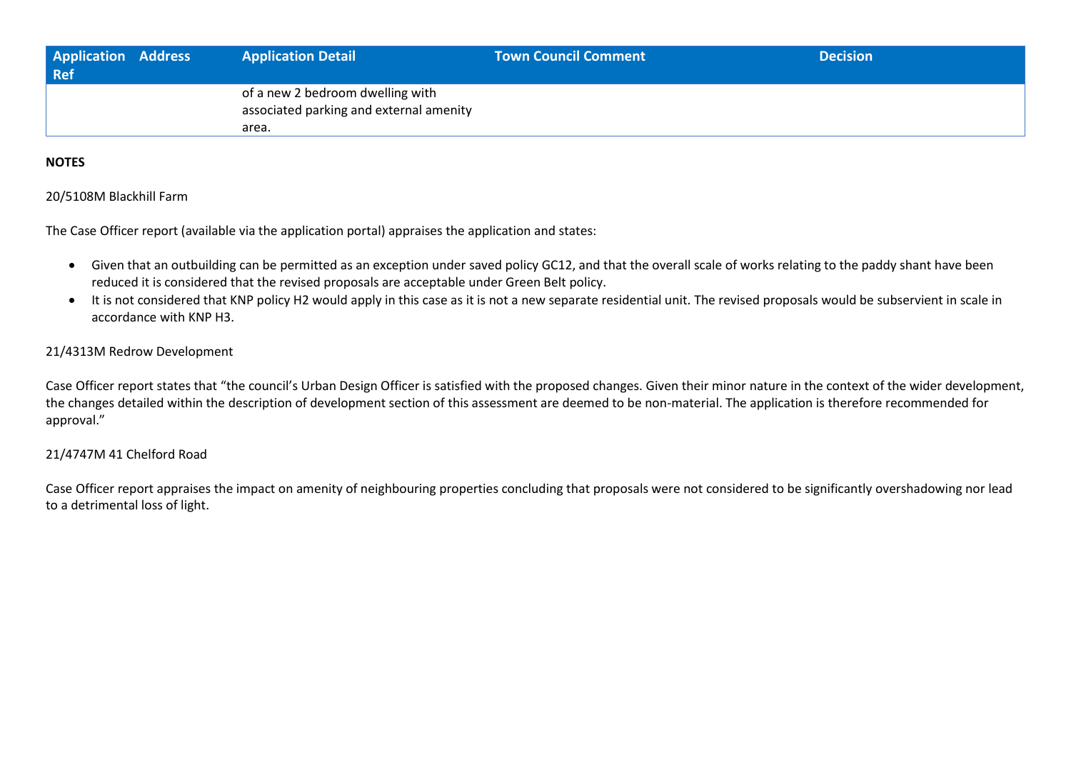| Application Ref | Address | Application Detail | Town Council Comment | Decision |
|---|---|---|---|---|
| | | of a new 2 bedroom dwelling with associated parking and external amenity area. | | |

**NOTES**

20/5108M Blackhill Farm

The Case Officer report (available via the application portal) appraises the application and states:

- Given that an outbuilding can be permitted as an exception under saved policy GC12, and that the overall scale of works relating to the paddy shant have been reduced it is considered that the revised proposals are acceptable under Green Belt policy.
- It is not considered that KNP policy H2 would apply in this case as it is not a new separate residential unit. The revised proposals would be subservient in scale in accordance with KNP H3.

21/4313M Redrow Development

Case Officer report states that "the council's Urban Design Officer is satisfied with the proposed changes. Given their minor nature in the context of the wider development, the changes detailed within the description of development section of this assessment are deemed to be non-material. The application is therefore recommended for approval."

21/4747M 41 Chelford Road

Case Officer report appraises the impact on amenity of neighbouring properties concluding that proposals were not considered to be significantly overshadowing nor lead to a detrimental loss of light.